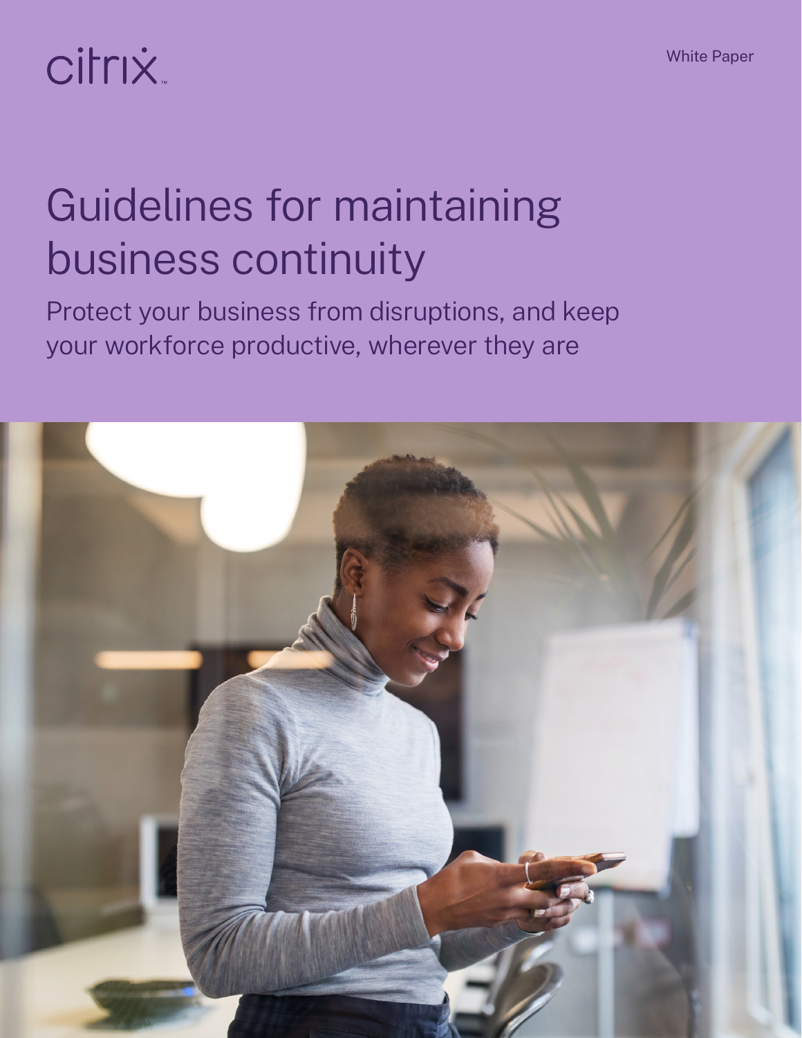citrix

White Paper

# Guidelines for maintaining business continuity

Protect your business from disruptions, and keep your workforce productive, wherever they are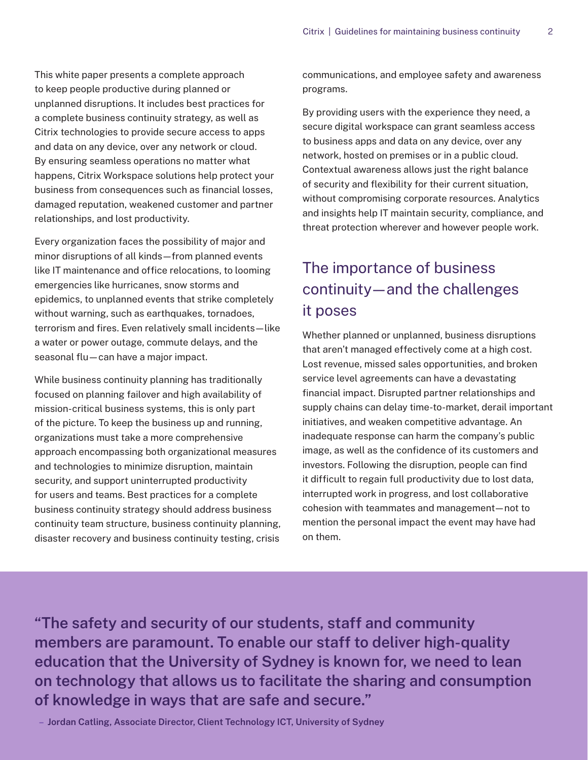This white paper presents a complete approach to keep people productive during planned or unplanned disruptions. It includes best practices for a complete business continuity strategy, as well as Citrix technologies to provide secure access to apps and data on any device, over any network or cloud. By ensuring seamless operations no matter what happens, Citrix Workspace solutions help protect your business from consequences such as financial losses, damaged reputation, weakened customer and partner relationships, and lost productivity.

Every organization faces the possibility of major and minor disruptions of all kinds—from planned events like IT maintenance and office relocations, to looming emergencies like hurricanes, snow storms and epidemics, to unplanned events that strike completely without warning, such as earthquakes, tornadoes, terrorism and fires. Even relatively small incidents—like a water or power outage, commute delays, and the seasonal flu—can have a major impact.

While business continuity planning has traditionally focused on planning failover and high availability of mission-critical business systems, this is only part of the picture. To keep the business up and running, organizations must take a more comprehensive approach encompassing both organizational measures and technologies to minimize disruption, maintain security, and support uninterrupted productivity for users and teams. Best practices for a complete business continuity strategy should address business continuity team structure, business continuity planning, disaster recovery and business continuity testing, crisis communications, and employee safety and awareness programs.

By providing users with the experience they need, a secure digital workspace can grant seamless access to business apps and data on any device, over any network, hosted on premises or in a public cloud. Contextual awareness allows just the right balance of security and flexibility for their current situation, without compromising corporate resources. Analytics and insights help IT maintain security, compliance, and threat protection wherever and however people work.

## The importance of business continuity—and the challenges it poses

Whether planned or unplanned, business disruptions that aren't managed effectively come at a high cost. Lost revenue, missed sales opportunities, and broken service level agreements can have a devastating financial impact. Disrupted partner relationships and supply chains can delay time-to-market, derail important initiatives, and weaken competitive advantage. An inadequate response can harm the company's public image, as well as the confidence of its customers and investors. Following the disruption, people can find it difficult to regain full productivity due to lost data, interrupted work in progress, and lost collaborative cohesion with teammates and management—not to mention the personal impact the event may have had on them.

> **"The safety and security of our students, staff and community members are paramount. To enable our staff to deliver high-quality education that the University of Sydney is known for, we need to lean on technology that allows us to facilitate the sharing and consumption of knowledge in ways that are safe and secure."**
>
> **– Jordan Catling, Associate Director, Client Technology ICT, University of Sydney**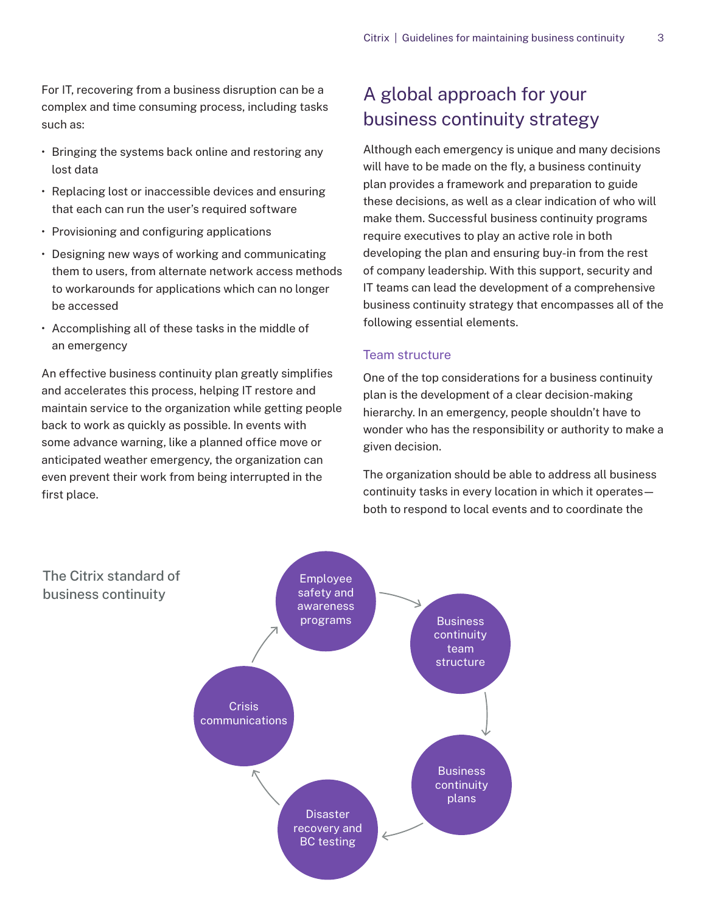For IT, recovering from a business disruption can be a complex and time consuming process, including tasks such as:

- Bringing the systems back online and restoring any lost data
- Replacing lost or inaccessible devices and ensuring that each can run the user's required software
- Provisioning and configuring applications
- Designing new ways of working and communicating them to users, from alternate network access methods to workarounds for applications which can no longer be accessed
- Accomplishing all of these tasks in the middle of an emergency

An effective business continuity plan greatly simplifies and accelerates this process, helping IT restore and maintain service to the organization while getting people back to work as quickly as possible. In events with some advance warning, like a planned office move or anticipated weather emergency, the organization can even prevent their work from being interrupted in the first place.

## A global approach for your business continuity strategy

Although each emergency is unique and many decisions will have to be made on the fly, a business continuity plan provides a framework and preparation to guide these decisions, as well as a clear indication of who will make them. Successful business continuity programs require executives to play an active role in both developing the plan and ensuring buy-in from the rest of company leadership. With this support, security and IT teams can lead the development of a comprehensive business continuity strategy that encompasses all of the following essential elements.

### Team structure

One of the top considerations for a business continuity plan is the development of a clear decision-making hierarchy. In an emergency, people shouldn't have to wonder who has the responsibility or authority to make a given decision.

The organization should be able to address all business continuity tasks in every location in which it operates—both to respond to local events and to coordinate the

The Citrix standard of business continuity

- Employee safety and awareness programs
- Business continuity team structure
- Business continuity plans
- Disaster recovery and BC testing
- Crisis communications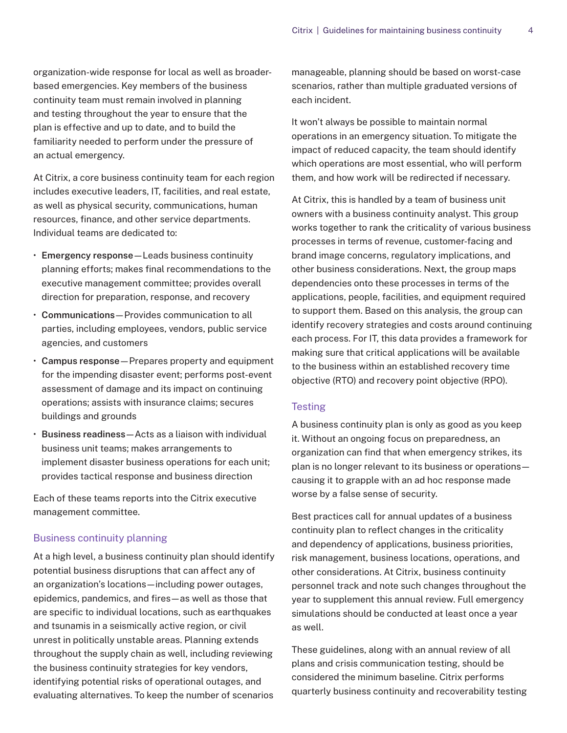organization-wide response for local as well as broader-based emergencies. Key members of the business continuity team must remain involved in planning and testing throughout the year to ensure that the plan is effective and up to date, and to build the familiarity needed to perform under the pressure of an actual emergency.

At Citrix, a core business continuity team for each region includes executive leaders, IT, facilities, and real estate, as well as physical security, communications, human resources, finance, and other service departments. Individual teams are dedicated to:

- **Emergency response**—Leads business continuity planning efforts; makes final recommendations to the executive management committee; provides overall direction for preparation, response, and recovery
- **Communications**—Provides communication to all parties, including employees, vendors, public service agencies, and customers
- **Campus response**—Prepares property and equipment for the impending disaster event; performs post-event assessment of damage and its impact on continuing operations; assists with insurance claims; secures buildings and grounds
- **Business readiness**—Acts as a liaison with individual business unit teams; makes arrangements to implement disaster business operations for each unit; provides tactical response and business direction

Each of these teams reports into the Citrix executive management committee.

## Business continuity planning

At a high level, a business continuity plan should identify potential business disruptions that can affect any of an organization's locations—including power outages, epidemics, pandemics, and fires—as well as those that are specific to individual locations, such as earthquakes and tsunamis in a seismically active region, or civil unrest in politically unstable areas. Planning extends throughout the supply chain as well, including reviewing the business continuity strategies for key vendors, identifying potential risks of operational outages, and evaluating alternatives. To keep the number of scenarios manageable, planning should be based on worst-case scenarios, rather than multiple graduated versions of each incident.

It won't always be possible to maintain normal operations in an emergency situation. To mitigate the impact of reduced capacity, the team should identify which operations are most essential, who will perform them, and how work will be redirected if necessary.

At Citrix, this is handled by a team of business unit owners with a business continuity analyst. This group works together to rank the criticality of various business processes in terms of revenue, customer-facing and brand image concerns, regulatory implications, and other business considerations. Next, the group maps dependencies onto these processes in terms of the applications, people, facilities, and equipment required to support them. Based on this analysis, the group can identify recovery strategies and costs around continuing each process. For IT, this data provides a framework for making sure that critical applications will be available to the business within an established recovery time objective (RTO) and recovery point objective (RPO).

## Testing

A business continuity plan is only as good as you keep it. Without an ongoing focus on preparedness, an organization can find that when emergency strikes, its plan is no longer relevant to its business or operations—causing it to grapple with an ad hoc response made worse by a false sense of security.

Best practices call for annual updates of a business continuity plan to reflect changes in the criticality and dependency of applications, business priorities, risk management, business locations, operations, and other considerations. At Citrix, business continuity personnel track and note such changes throughout the year to supplement this annual review. Full emergency simulations should be conducted at least once a year as well.

These guidelines, along with an annual review of all plans and crisis communication testing, should be considered the minimum baseline. Citrix performs quarterly business continuity and recoverability testing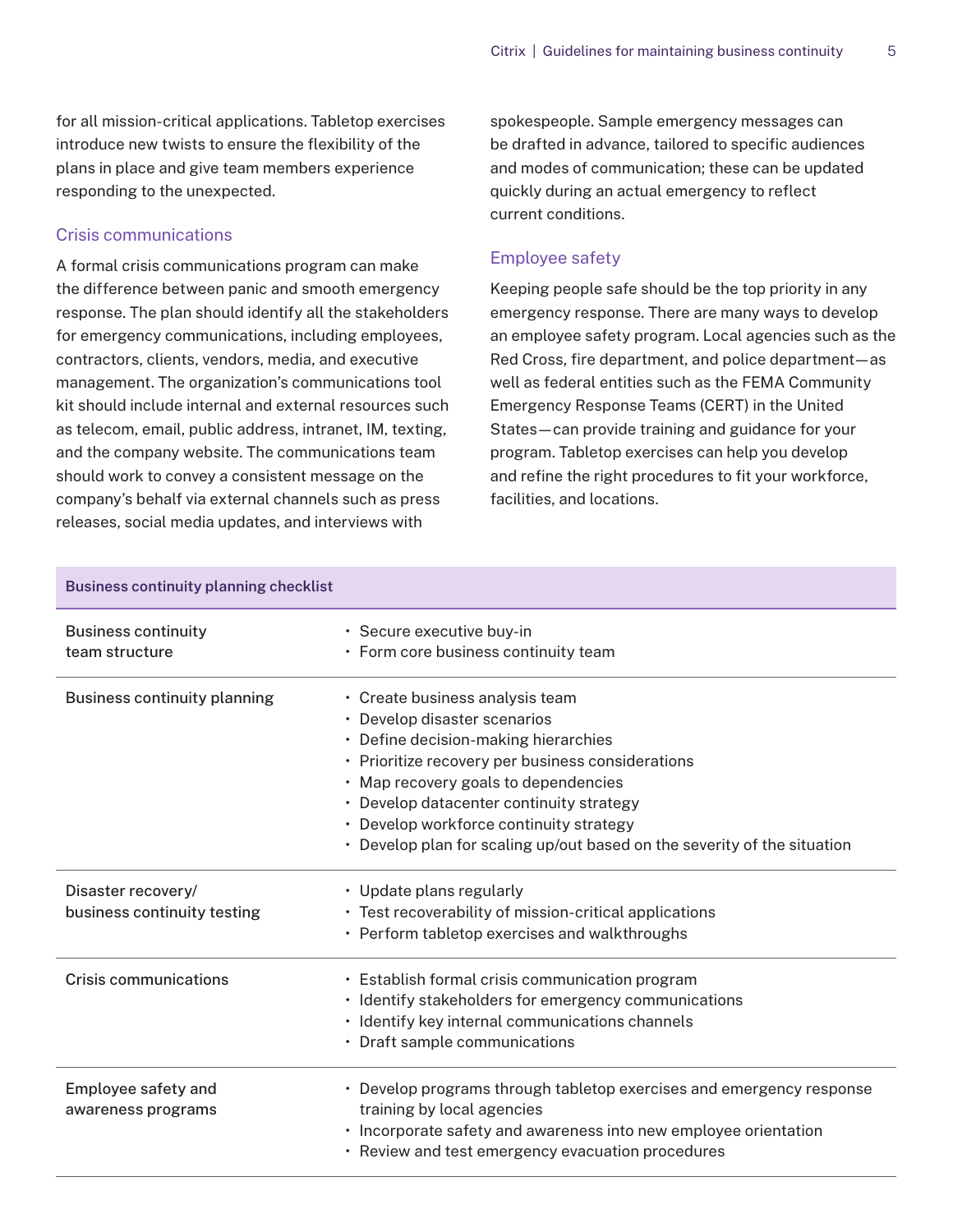for all mission-critical applications. Tabletop exercises introduce new twists to ensure the flexibility of the plans in place and give team members experience responding to the unexpected.

### Crisis communications

A formal crisis communications program can make the difference between panic and smooth emergency response. The plan should identify all the stakeholders for emergency communications, including employees, contractors, clients, vendors, media, and executive management. The organization's communications tool kit should include internal and external resources such as telecom, email, public address, intranet, IM, texting, and the company website. The communications team should work to convey a consistent message on the company's behalf via external channels such as press releases, social media updates, and interviews with spokespeople. Sample emergency messages can be drafted in advance, tailored to specific audiences and modes of communication; these can be updated quickly during an actual emergency to reflect current conditions.

### Employee safety

Keeping people safe should be the top priority in any emergency response. There are many ways to develop an employee safety program. Local agencies such as the Red Cross, fire department, and police department—as well as federal entities such as the FEMA Community Emergency Response Teams (CERT) in the United States—can provide training and guidance for your program. Tabletop exercises can help you develop and refine the right procedures to fit your workforce, facilities, and locations.

| Business continuity planning checklist | |
|---|---|
| Business continuity team structure | • Secure executive buy-in<br>• Form core business continuity team |
| Business continuity planning | • Create business analysis team<br>• Develop disaster scenarios<br>• Define decision-making hierarchies<br>• Prioritize recovery per business considerations<br>• Map recovery goals to dependencies<br>• Develop datacenter continuity strategy<br>• Develop workforce continuity strategy<br>• Develop plan for scaling up/out based on the severity of the situation |
| Disaster recovery/ business continuity testing | • Update plans regularly<br>• Test recoverability of mission-critical applications<br>• Perform tabletop exercises and walkthroughs |
| Crisis communications | • Establish formal crisis communication program<br>• Identify stakeholders for emergency communications<br>• Identify key internal communications channels<br>• Draft sample communications |
| Employee safety and awareness programs | • Develop programs through tabletop exercises and emergency response training by local agencies<br>• Incorporate safety and awareness into new employee orientation<br>• Review and test emergency evacuation procedures |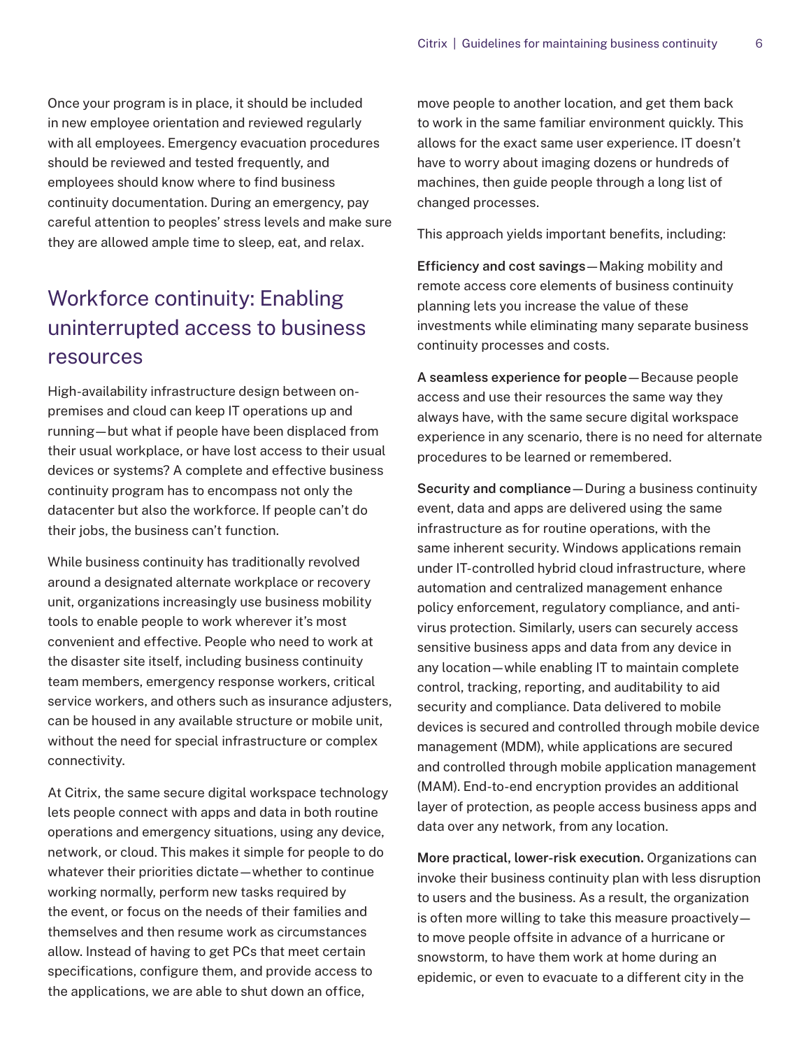Once your program is in place, it should be included in new employee orientation and reviewed regularly with all employees. Emergency evacuation procedures should be reviewed and tested frequently, and employees should know where to find business continuity documentation. During an emergency, pay careful attention to peoples' stress levels and make sure they are allowed ample time to sleep, eat, and relax.

## Workforce continuity: Enabling uninterrupted access to business resources

High-availability infrastructure design between on-premises and cloud can keep IT operations up and running—but what if people have been displaced from their usual workplace, or have lost access to their usual devices or systems? A complete and effective business continuity program has to encompass not only the datacenter but also the workforce. If people can't do their jobs, the business can't function.

While business continuity has traditionally revolved around a designated alternate workplace or recovery unit, organizations increasingly use business mobility tools to enable people to work wherever it's most convenient and effective. People who need to work at the disaster site itself, including business continuity team members, emergency response workers, critical service workers, and others such as insurance adjusters, can be housed in any available structure or mobile unit, without the need for special infrastructure or complex connectivity.

At Citrix, the same secure digital workspace technology lets people connect with apps and data in both routine operations and emergency situations, using any device, network, or cloud. This makes it simple for people to do whatever their priorities dictate—whether to continue working normally, perform new tasks required by the event, or focus on the needs of their families and themselves and then resume work as circumstances allow. Instead of having to get PCs that meet certain specifications, configure them, and provide access to the applications, we are able to shut down an office, move people to another location, and get them back to work in the same familiar environment quickly. This allows for the exact same user experience. IT doesn't have to worry about imaging dozens or hundreds of machines, then guide people through a long list of changed processes.

This approach yields important benefits, including:

**Efficiency and cost savings**—Making mobility and remote access core elements of business continuity planning lets you increase the value of these investments while eliminating many separate business continuity processes and costs.

**A seamless experience for people**—Because people access and use their resources the same way they always have, with the same secure digital workspace experience in any scenario, there is no need for alternate procedures to be learned or remembered.

**Security and compliance**—During a business continuity event, data and apps are delivered using the same infrastructure as for routine operations, with the same inherent security. Windows applications remain under IT-controlled hybrid cloud infrastructure, where automation and centralized management enhance policy enforcement, regulatory compliance, and anti-virus protection. Similarly, users can securely access sensitive business apps and data from any device in any location—while enabling IT to maintain complete control, tracking, reporting, and auditability to aid security and compliance. Data delivered to mobile devices is secured and controlled through mobile device management (MDM), while applications are secured and controlled through mobile application management (MAM). End-to-end encryption provides an additional layer of protection, as people access business apps and data over any network, from any location.

**More practical, lower-risk execution.** Organizations can invoke their business continuity plan with less disruption to users and the business. As a result, the organization is often more willing to take this measure proactively—to move people offsite in advance of a hurricane or snowstorm, to have them work at home during an epidemic, or even to evacuate to a different city in the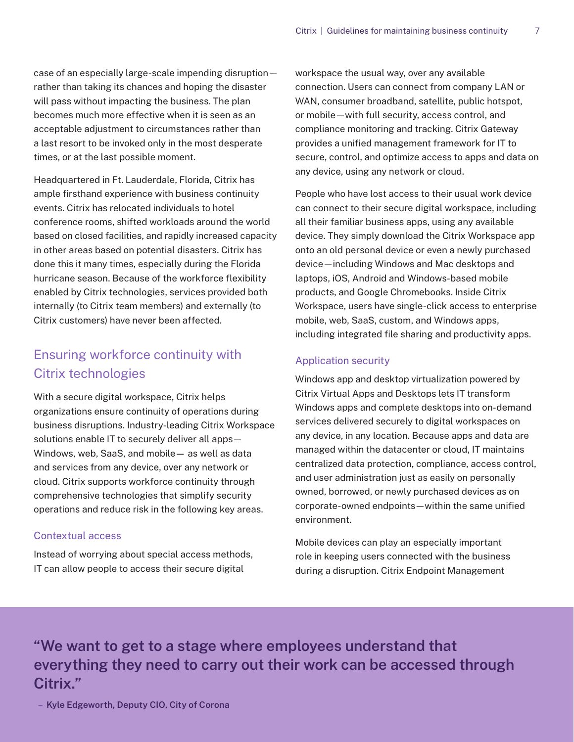case of an especially large-scale impending disruption—rather than taking its chances and hoping the disaster will pass without impacting the business. The plan becomes much more effective when it is seen as an acceptable adjustment to circumstances rather than a last resort to be invoked only in the most desperate times, or at the last possible moment.

Headquartered in Ft. Lauderdale, Florida, Citrix has ample firsthand experience with business continuity events. Citrix has relocated individuals to hotel conference rooms, shifted workloads around the world based on closed facilities, and rapidly increased capacity in other areas based on potential disasters. Citrix has done this it many times, especially during the Florida hurricane season. Because of the workforce flexibility enabled by Citrix technologies, services provided both internally (to Citrix team members) and externally (to Citrix customers) have never been affected.

## Ensuring workforce continuity with Citrix technologies

With a secure digital workspace, Citrix helps organizations ensure continuity of operations during business disruptions. Industry-leading Citrix Workspace solutions enable IT to securely deliver all apps—Windows, web, SaaS, and mobile— as well as data and services from any device, over any network or cloud. Citrix supports workforce continuity through comprehensive technologies that simplify security operations and reduce risk in the following key areas.

### Contextual access

Instead of worrying about special access methods, IT can allow people to access their secure digital workspace the usual way, over any available connection. Users can connect from company LAN or WAN, consumer broadband, satellite, public hotspot, or mobile—with full security, access control, and compliance monitoring and tracking. Citrix Gateway provides a unified management framework for IT to secure, control, and optimize access to apps and data on any device, using any network or cloud.

People who have lost access to their usual work device can connect to their secure digital workspace, including all their familiar business apps, using any available device. They simply download the Citrix Workspace app onto an old personal device or even a newly purchased device—including Windows and Mac desktops and laptops, iOS, Android and Windows-based mobile products, and Google Chromebooks. Inside Citrix Workspace, users have single-click access to enterprise mobile, web, SaaS, custom, and Windows apps, including integrated file sharing and productivity apps.

### Application security

Windows app and desktop virtualization powered by Citrix Virtual Apps and Desktops lets IT transform Windows apps and complete desktops into on-demand services delivered securely to digital workspaces on any device, in any location. Because apps and data are managed within the datacenter or cloud, IT maintains centralized data protection, compliance, access control, and user administration just as easily on personally owned, borrowed, or newly purchased devices as on corporate-owned endpoints—within the same unified environment.

Mobile devices can play an especially important role in keeping users connected with the business during a disruption. Citrix Endpoint Management

> **"We want to get to a stage where employees understand that everything they need to carry out their work can be accessed through Citrix."**
>
> – **Kyle Edgeworth, Deputy CIO, City of Corona**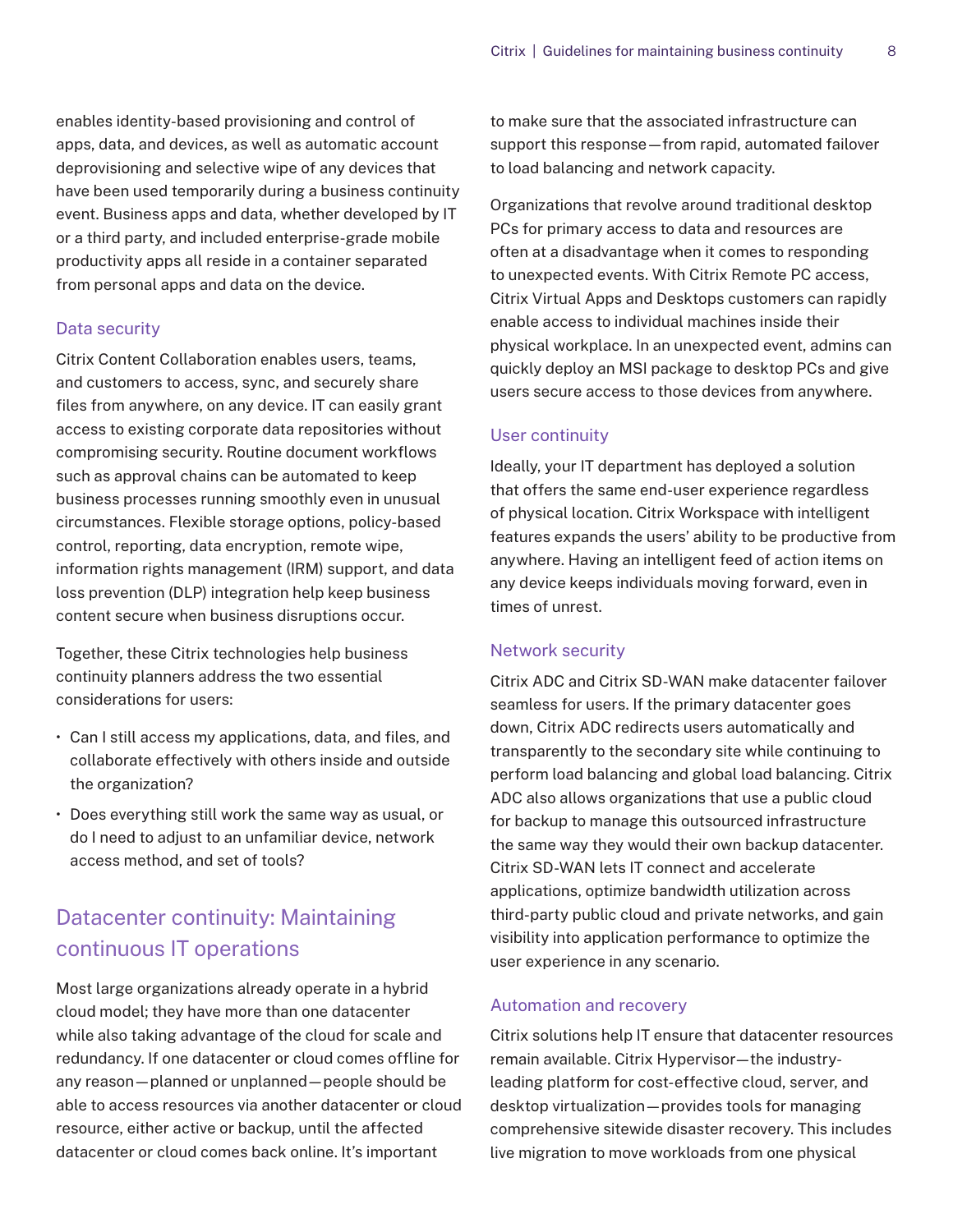enables identity-based provisioning and control of apps, data, and devices, as well as automatic account deprovisioning and selective wipe of any devices that have been used temporarily during a business continuity event. Business apps and data, whether developed by IT or a third party, and included enterprise-grade mobile productivity apps all reside in a container separated from personal apps and data on the device.

### Data security

Citrix Content Collaboration enables users, teams, and customers to access, sync, and securely share files from anywhere, on any device. IT can easily grant access to existing corporate data repositories without compromising security. Routine document workflows such as approval chains can be automated to keep business processes running smoothly even in unusual circumstances. Flexible storage options, policy-based control, reporting, data encryption, remote wipe, information rights management (IRM) support, and data loss prevention (DLP) integration help keep business content secure when business disruptions occur.

Together, these Citrix technologies help business continuity planners address the two essential considerations for users:

- Can I still access my applications, data, and files, and collaborate effectively with others inside and outside the organization?
- Does everything still work the same way as usual, or do I need to adjust to an unfamiliar device, network access method, and set of tools?

## Datacenter continuity: Maintaining continuous IT operations

Most large organizations already operate in a hybrid cloud model; they have more than one datacenter while also taking advantage of the cloud for scale and redundancy. If one datacenter or cloud comes offline for any reason—planned or unplanned—people should be able to access resources via another datacenter or cloud resource, either active or backup, until the affected datacenter or cloud comes back online. It's important to make sure that the associated infrastructure can support this response—from rapid, automated failover to load balancing and network capacity.

Organizations that revolve around traditional desktop PCs for primary access to data and resources are often at a disadvantage when it comes to responding to unexpected events. With Citrix Remote PC access, Citrix Virtual Apps and Desktops customers can rapidly enable access to individual machines inside their physical workplace. In an unexpected event, admins can quickly deploy an MSI package to desktop PCs and give users secure access to those devices from anywhere.

### User continuity

Ideally, your IT department has deployed a solution that offers the same end-user experience regardless of physical location. Citrix Workspace with intelligent features expands the users' ability to be productive from anywhere. Having an intelligent feed of action items on any device keeps individuals moving forward, even in times of unrest.

### Network security

Citrix ADC and Citrix SD-WAN make datacenter failover seamless for users. If the primary datacenter goes down, Citrix ADC redirects users automatically and transparently to the secondary site while continuing to perform load balancing and global load balancing. Citrix ADC also allows organizations that use a public cloud for backup to manage this outsourced infrastructure the same way they would their own backup datacenter. Citrix SD-WAN lets IT connect and accelerate applications, optimize bandwidth utilization across third-party public cloud and private networks, and gain visibility into application performance to optimize the user experience in any scenario.

### Automation and recovery

Citrix solutions help IT ensure that datacenter resources remain available. Citrix Hypervisor—the industry-leading platform for cost-effective cloud, server, and desktop virtualization—provides tools for managing comprehensive sitewide disaster recovery. This includes live migration to move workloads from one physical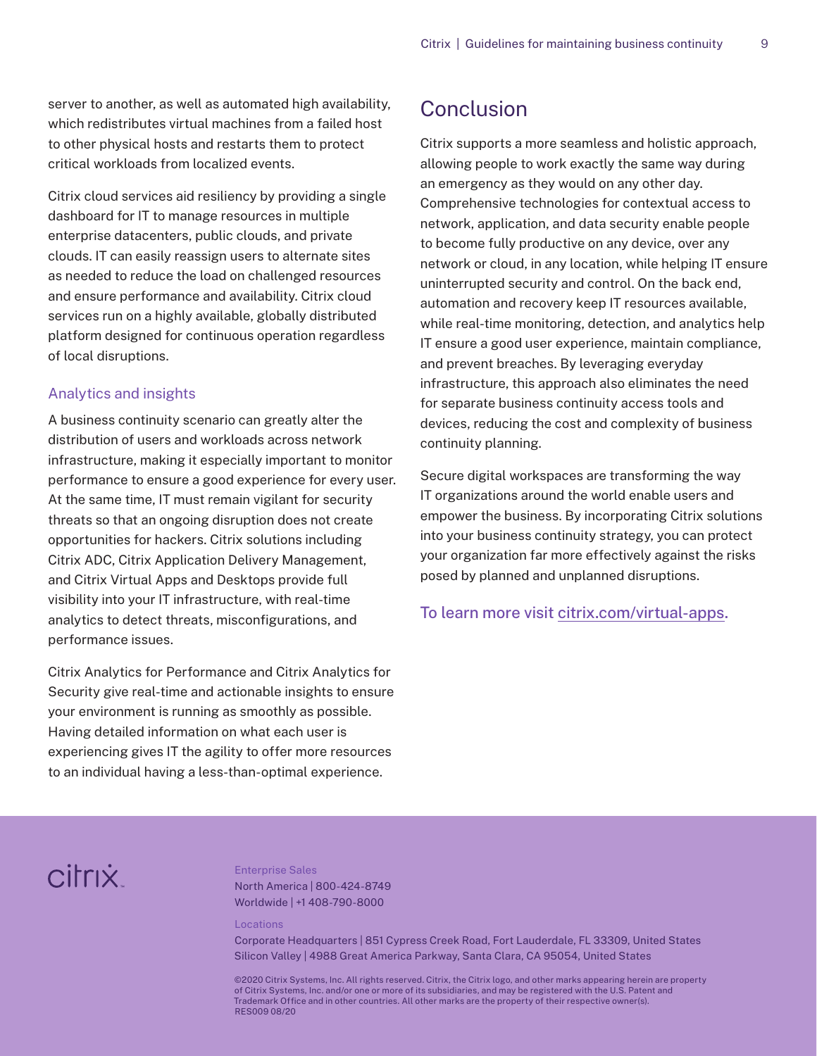server to another, as well as automated high availability, which redistributes virtual machines from a failed host to other physical hosts and restarts them to protect critical workloads from localized events.

Citrix cloud services aid resiliency by providing a single dashboard for IT to manage resources in multiple enterprise datacenters, public clouds, and private clouds. IT can easily reassign users to alternate sites as needed to reduce the load on challenged resources and ensure performance and availability. Citrix cloud services run on a highly available, globally distributed platform designed for continuous operation regardless of local disruptions.

### Analytics and insights

A business continuity scenario can greatly alter the distribution of users and workloads across network infrastructure, making it especially important to monitor performance to ensure a good experience for every user. At the same time, IT must remain vigilant for security threats so that an ongoing disruption does not create opportunities for hackers. Citrix solutions including Citrix ADC, Citrix Application Delivery Management, and Citrix Virtual Apps and Desktops provide full visibility into your IT infrastructure, with real-time analytics to detect threats, misconfigurations, and performance issues.

Citrix Analytics for Performance and Citrix Analytics for Security give real-time and actionable insights to ensure your environment is running as smoothly as possible. Having detailed information on what each user is experiencing gives IT the agility to offer more resources to an individual having a less-than-optimal experience.

## Conclusion

Citrix supports a more seamless and holistic approach, allowing people to work exactly the same way during an emergency as they would on any other day. Comprehensive technologies for contextual access to network, application, and data security enable people to become fully productive on any device, over any network or cloud, in any location, while helping IT ensure uninterrupted security and control. On the back end, automation and recovery keep IT resources available, while real-time monitoring, detection, and analytics help IT ensure a good user experience, maintain compliance, and prevent breaches. By leveraging everyday infrastructure, this approach also eliminates the need for separate business continuity access tools and devices, reducing the cost and complexity of business continuity planning.

Secure digital workspaces are transforming the way IT organizations around the world enable users and empower the business. By incorporating Citrix solutions into your business continuity strategy, you can protect your organization far more effectively against the risks posed by planned and unplanned disruptions.

To learn more visit [citrix.com/virtual-apps](https://citrix.com/virtual-apps).

citrix

Enterprise Sales
North America | 800-424-8749
Worldwide | +1 408-790-8000

Locations
Corporate Headquarters | 851 Cypress Creek Road, Fort Lauderdale, FL 33309, United States
Silicon Valley | 4988 Great America Parkway, Santa Clara, CA 95054, United States

©2020 Citrix Systems, Inc. All rights reserved. Citrix, the Citrix logo, and other marks appearing herein are property of Citrix Systems, Inc. and/or one or more of its subsidiaries, and may be registered with the U.S. Patent and Trademark Office and in other countries. All other marks are the property of their respective owner(s).
RES009 08/20